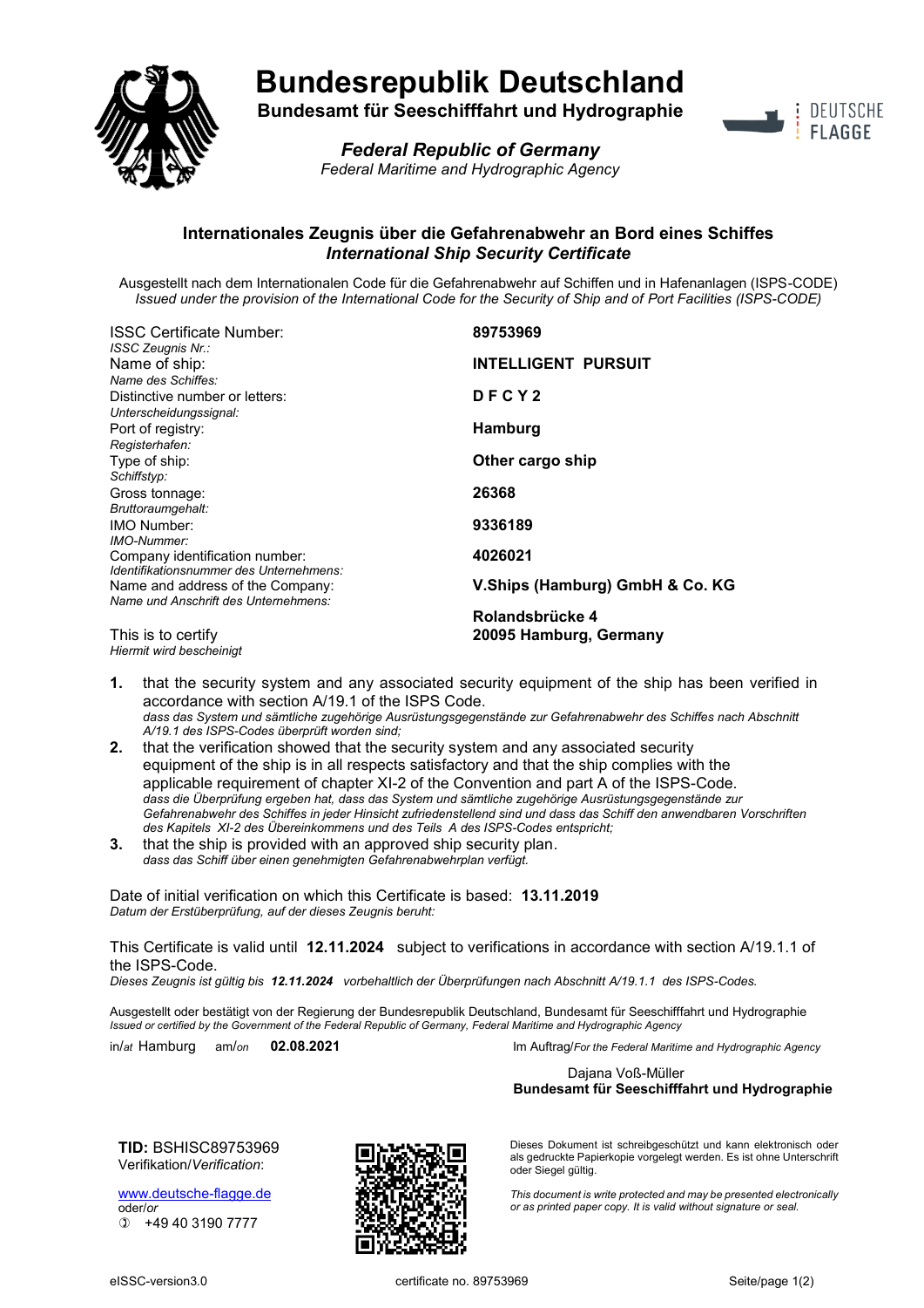# Bundesrepublik Deutschland

**Bundesamt für Seeschifffahrt und Hydrographie**

***Federal Republic of Germany***

*Federal Maritime and Hydrographic Agency*

DEUTSCHE FLAGGE

## Internationales Zeugnis über die Gefahrenabwehr an Bord eines Schiffes
## *International Ship Security Certificate*

Ausgestellt nach dem Internationalen Code für die Gefahrenabwehr auf Schiffen und in Hafenanlagen (ISPS-CODE)
*Issued under the provision of the International Code for the Security of Ship and of Port Facilities (ISPS-CODE)*

| | |
|---|---|
| ISSC Certificate Number: *ISSC Zeugnis Nr.:* | **89753969** |
| Name of ship: *Name des Schiffes:* | **INTELLIGENT PURSUIT** |
| Distinctive number or letters: *Unterscheidungssignal:* | **D F C Y 2** |
| Port of registry: *Registerhafen:* | **Hamburg** |
| Type of ship: *Schiffstyp:* | **Other cargo ship** |
| Gross tonnage: *Bruttoraumgehalt:* | **26368** |
| IMO Number: *IMO-Nummer:* | **9336189** |
| Company identification number: *Identifikationsnummer des Unternehmens:* | **4026021** |
| Name and address of the Company: *Name und Anschrift des Unternehmens:* | **V.Ships (Hamburg) GmbH & Co. KG** **Rolandsbrücke 4** **20095 Hamburg, Germany** |

This is to certify
*Hiermit wird bescheinigt*

1. that the security system and any associated security equipment of the ship has been verified in accordance with section A/19.1 of the ISPS Code.
   *dass das System und sämtliche zugehörige Ausrüstungsgegenstände zur Gefahrenabwehr des Schiffes nach Abschnitt A/19.1 des ISPS-Codes überprüft worden sind;*
2. that the verification showed that the security system and any associated security equipment of the ship is in all respects satisfactory and that the ship complies with the applicable requirement of chapter XI-2 of the Convention and part A of the ISPS-Code.
   *dass die Überprüfung ergeben hat, dass das System und sämtliche zugehörige Ausrüstungsgegenstände zur Gefahrenabwehr des Schiffes in jeder Hinsicht zufriedenstellend sind und dass das Schiff den anwendbaren Vorschriften des Kapitels XI-2 des Übereinkommens und des Teils A des ISPS-Codes entspricht;*
3. that the ship is provided with an approved ship security plan.
   *dass das Schiff über einen genehmigten Gefahrenabwehrplan verfügt.*

Date of initial verification on which this Certificate is based: **13.11.2019**
*Datum der Erstüberprüfung, auf der dieses Zeugnis beruht:*

This Certificate is valid until **12.11.2024** subject to verifications in accordance with section A/19.1.1 of the ISPS-Code.
*Dieses Zeugnis ist gültig bis **12.11.2024** vorbehaltlich der Überprüfungen nach Abschnitt A/19.1.1 des ISPS-Codes.*

Ausgestellt oder bestätigt von der Regierung der Bundesrepublik Deutschland, Bundesamt für Seeschifffahrt und Hydrographie
*Issued or certified by the Government of the Federal Republic of Germany, Federal Maritime and Hydrographic Agency*

in/*at* Hamburg am/*on* **02.08.2021**

Im Auftrag/*For the Federal Maritime and Hydrographic Agency*

Dajana Voß-Müller
**Bundesamt für Seeschifffahrt und Hydrographie**

**TID:** BSHISC89753969
Verifikation/*Verification*:

www.deutsche-flagge.de
oder/*or*
+49 40 3190 7777

Dieses Dokument ist schreibgeschützt und kann elektronisch oder als gedruckte Papierkopie vorgelegt werden. Es ist ohne Unterschrift oder Siegel gültig.

*This document is write protected and may be presented electronically or as printed paper copy. It is valid without signature or seal.*

eISSC-version3.0 — certificate no. 89753969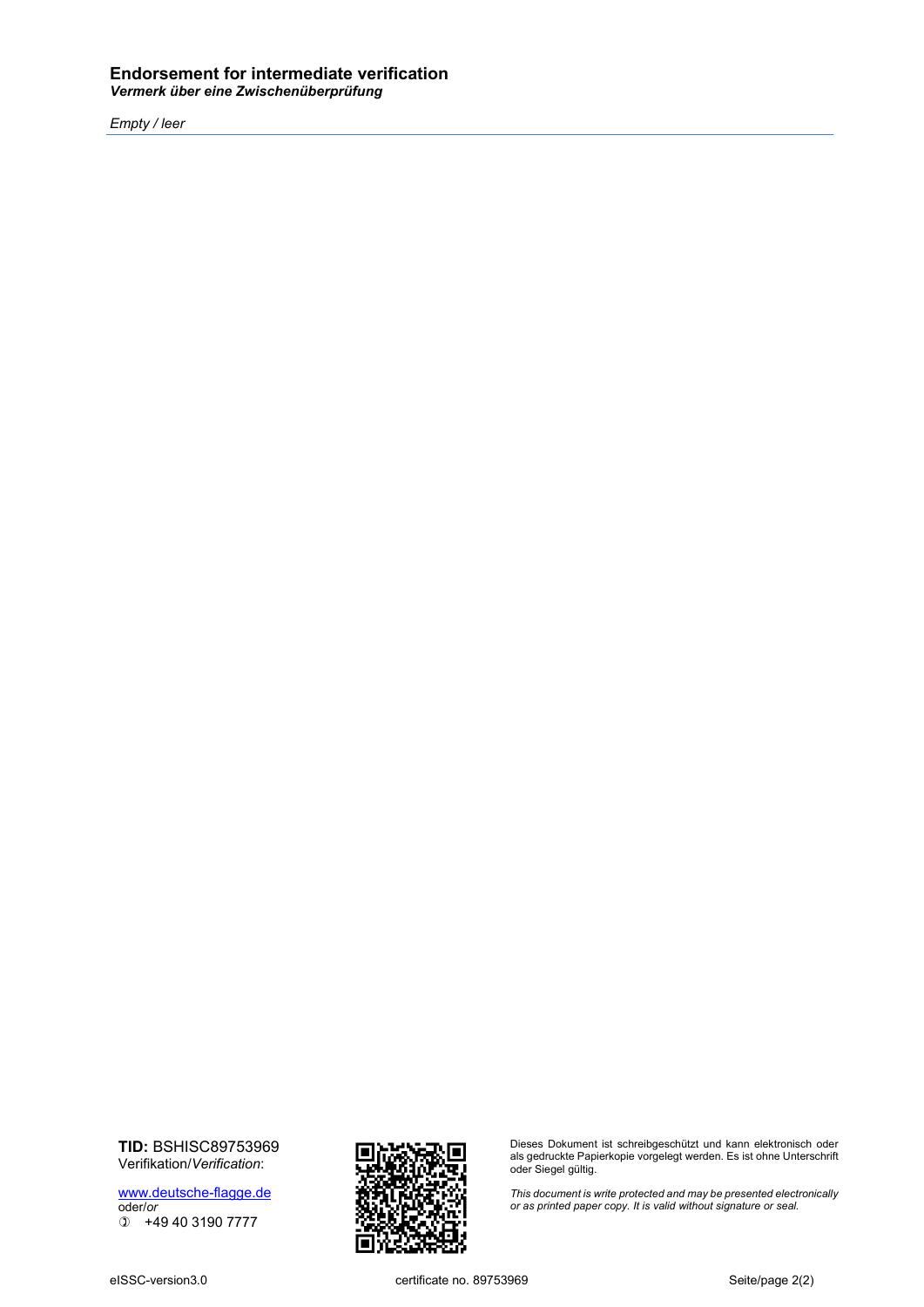## Endorsement for intermediate verification

***Vermerk über eine Zwischenüberprüfung***

*Empty / leer*

**TID:** BSHISC89753969
Verifikation/*Verification*:

www.deutsche-flagge.de
oder/*or*
✆ +49 40 3190 7777

Dieses Dokument ist schreibgeschützt und kann elektronisch oder als gedruckte Papierkopie vorgelegt werden. Es ist ohne Unterschrift oder Siegel gültig.

*This document is write protected and may be presented electronically or as printed paper copy. It is valid without signature or seal.*

eISSC-version3.0 certificate no. 89753969